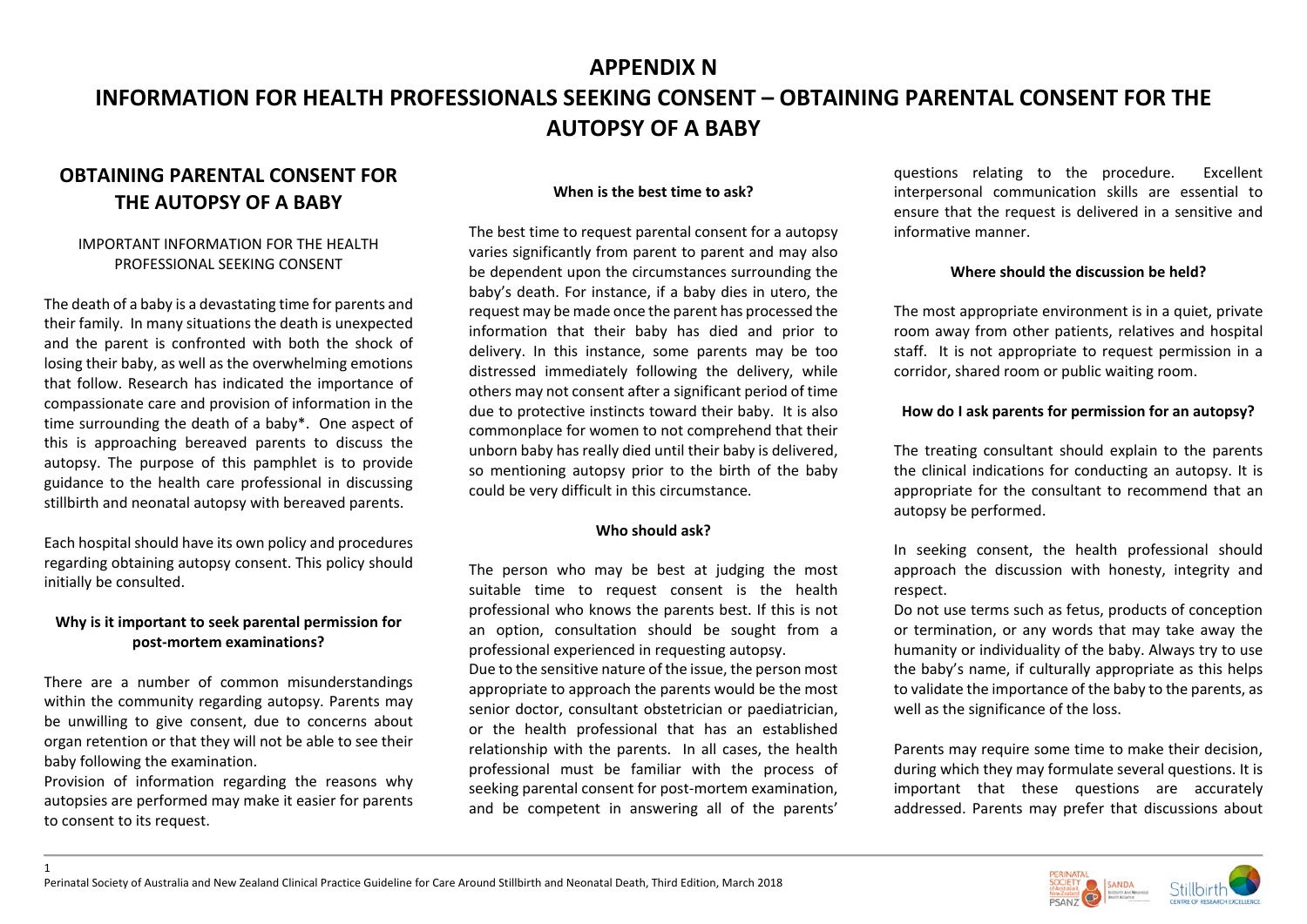# APPENDIX N

# INFORMATION FOR HEALTH PROFESSIONALS SEEKING CONSENT – OBTAINING PARENTAL CONSENT FOR THE AUTOPSY OF A BABY

## OBTAINING PARENTAL CONSENT FOR THE AUTOPSY OF A BABY

IMPORTANT INFORMATION FOR THE HEALTH PROFESSIONAL SEEKING CONSENT

The death of a baby is a devastating time for parents and their family. In many situations the death is unexpected and the parent is confronted with both the shock of losing their baby, as well as the overwhelming emotions that follow. Research has indicated the importance of compassionate care and provision of information in the time surrounding the death of a baby*. One aspect of this is approaching bereaved parents to discuss the autopsy. The purpose of this pamphlet is to provide guidance to the health care professional in discussing stillbirth and neonatal autopsy with bereaved parents.

Each hospital should have its own policy and procedures regarding obtaining autopsy consent. This policy should initially be consulted.

### Why is it important to seek parental permission for post-mortem examinations?

There are a number of common misunderstandings within the community regarding autopsy. Parents may be unwilling to give consent, due to concerns about organ retention or that they will not be able to see their baby following the examination.

Provision of information regarding the reasons why autopsies are performed may make it easier for parents to consent to its request.

### When is the best time to ask?

The best time to request parental consent for a autopsy varies significantly from parent to parent and may also be dependent upon the circumstances surrounding the baby's death. For instance, if a baby dies in utero, the request may be made once the parent has processed the information that their baby has died and prior to delivery. In this instance, some parents may be too distressed immediately following the delivery, while others may not consent after a significant period of time due to protective instincts toward their baby. It is also commonplace for women to not comprehend that their unborn baby has really died until their baby is delivered, so mentioning autopsy prior to the birth of the baby could be very difficult in this circumstance.

### Who should ask?

The person who may be best at judging the most suitable time to request consent is the health professional who knows the parents best. If this is not an option, consultation should be sought from a professional experienced in requesting autopsy.

Due to the sensitive nature of the issue, the person most appropriate to approach the parents would be the most senior doctor, consultant obstetrician or paediatrician, or the health professional that has an established relationship with the parents. In all cases, the health professional must be familiar with the process of seeking parental consent for post-mortem examination, and be competent in answering all of the parents' questions relating to the procedure. Excellent interpersonal communication skills are essential to ensure that the request is delivered in a sensitive and informative manner.

### Where should the discussion be held?

The most appropriate environment is in a quiet, private room away from other patients, relatives and hospital staff. It is not appropriate to request permission in a corridor, shared room or public waiting room.

### How do I ask parents for permission for an autopsy?

The treating consultant should explain to the parents the clinical indications for conducting an autopsy. It is appropriate for the consultant to recommend that an autopsy be performed.

In seeking consent, the health professional should approach the discussion with honesty, integrity and respect.

Do not use terms such as fetus, products of conception or termination, or any words that may take away the humanity or individuality of the baby. Always try to use the baby's name, if culturally appropriate as this helps to validate the importance of the baby to the parents, as well as the significance of the loss.

Parents may require some time to make their decision, during which they may formulate several questions. It is important that these questions are accurately addressed. Parents may prefer that discussions about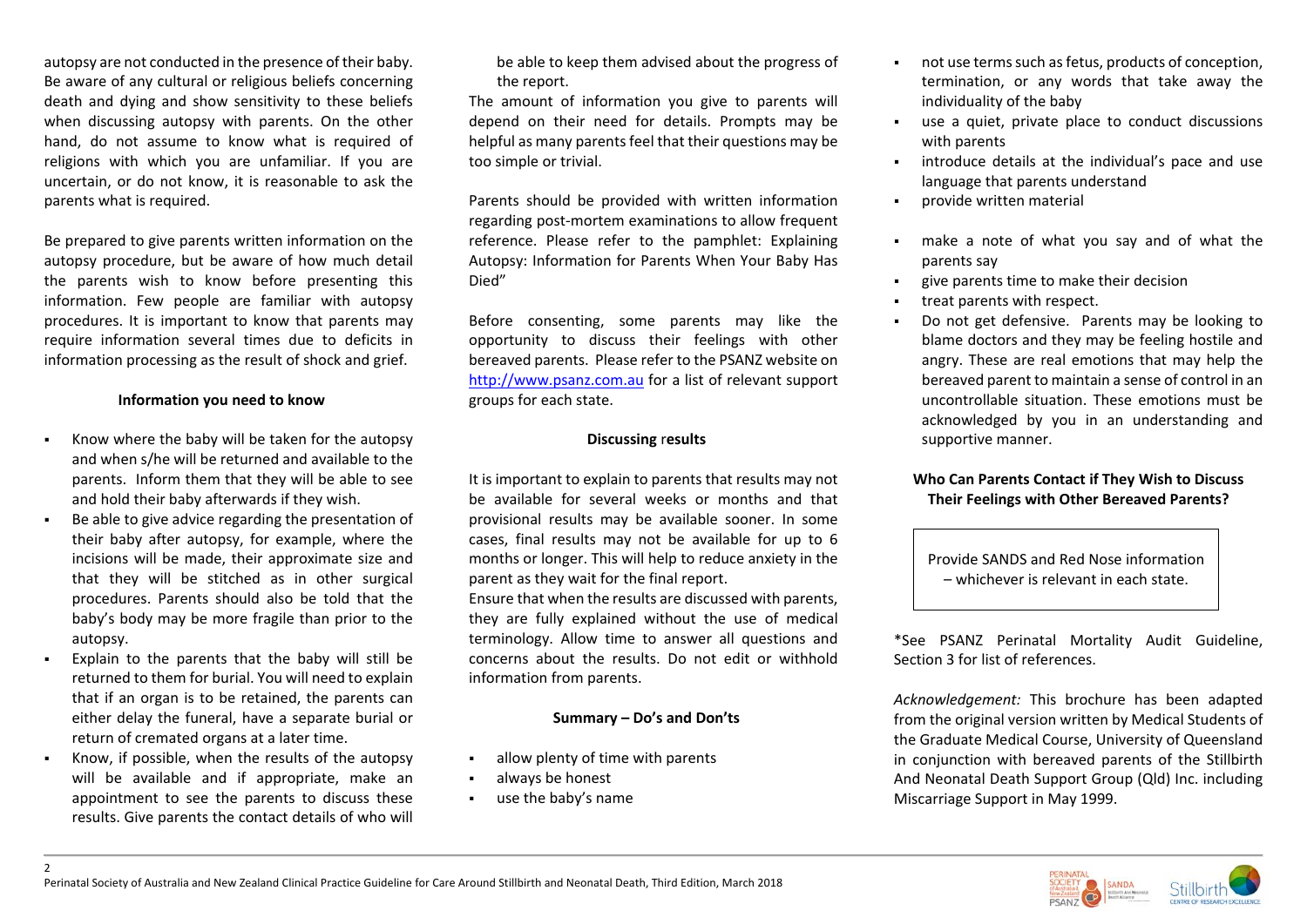autopsy are not conducted in the presence of their baby. Be aware of any cultural or religious beliefs concerning death and dying and show sensitivity to these beliefs when discussing autopsy with parents. On the other hand, do not assume to know what is required of religions with which you are unfamiliar. If you are uncertain, or do not know, it is reasonable to ask the parents what is required.

Be prepared to give parents written information on the autopsy procedure, but be aware of how much detail the parents wish to know before presenting this information. Few people are familiar with autopsy procedures. It is important to know that parents may require information several times due to deficits in information processing as the result of shock and grief.

**Information you need to know**

- Know where the baby will be taken for the autopsy and when s/he will be returned and available to the parents. Inform them that they will be able to see and hold their baby afterwards if they wish.
- Be able to give advice regarding the presentation of their baby after autopsy, for example, where the incisions will be made, their approximate size and that they will be stitched as in other surgical procedures. Parents should also be told that the baby's body may be more fragile than prior to the autopsy.
- Explain to the parents that the baby will still be returned to them for burial. You will need to explain that if an organ is to be retained, the parents can either delay the funeral, have a separate burial or return of cremated organs at a later time.
- Know, if possible, when the results of the autopsy will be available and if appropriate, make an appointment to see the parents to discuss these results. Give parents the contact details of who will be able to keep them advised about the progress of the report.

The amount of information you give to parents will depend on their need for details. Prompts may be helpful as many parents feel that their questions may be too simple or trivial.

Parents should be provided with written information regarding post-mortem examinations to allow frequent reference. Please refer to the pamphlet: Explaining Autopsy: Information for Parents When Your Baby Has Died"

Before consenting, some parents may like the opportunity to discuss their feelings with other bereaved parents. Please refer to the PSANZ website on http://www.psanz.com.au for a list of relevant support groups for each state.

**Discussing results**

It is important to explain to parents that results may not be available for several weeks or months and that provisional results may be available sooner. In some cases, final results may not be available for up to 6 months or longer. This will help to reduce anxiety in the parent as they wait for the final report.
Ensure that when the results are discussed with parents, they are fully explained without the use of medical terminology. Allow time to answer all questions and concerns about the results. Do not edit or withhold information from parents.

**Summary – Do's and Don'ts**

- allow plenty of time with parents
- always be honest
- use the baby's name
- not use terms such as fetus, products of conception, termination, or any words that take away the individuality of the baby
- use a quiet, private place to conduct discussions with parents
- introduce details at the individual's pace and use language that parents understand
- provide written material
- make a note of what you say and of what the parents say
- give parents time to make their decision
- treat parents with respect.
- Do not get defensive. Parents may be looking to blame doctors and they may be feeling hostile and angry. These are real emotions that may help the bereaved parent to maintain a sense of control in an uncontrollable situation. These emotions must be acknowledged by you in an understanding and supportive manner.

**Who Can Parents Contact if They Wish to Discuss Their Feelings with Other Bereaved Parents?**

Provide SANDS and Red Nose information – whichever is relevant in each state.

*See PSANZ Perinatal Mortality Audit Guideline, Section 3 for list of references.

*Acknowledgement:* This brochure has been adapted from the original version written by Medical Students of the Graduate Medical Course, University of Queensland in conjunction with bereaved parents of the Stillbirth And Neonatal Death Support Group (Qld) Inc. including Miscarriage Support in May 1999.